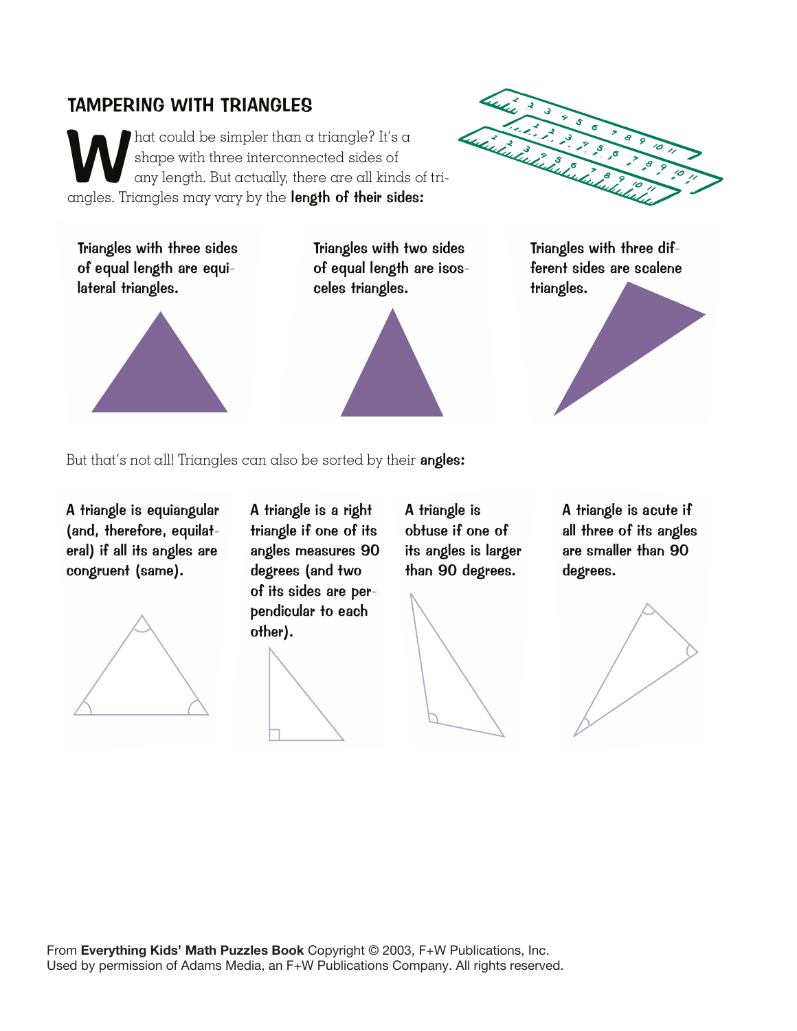## TAMPERING WITH TRIANGLES

What could be simpler than a triangle? It's a shape with three interconnected sides of any length. But actually, there are all kinds of triangles. Triangles may vary by the **length of their sides:**

**Triangles with three sides of equal length are equilateral triangles.**

**Triangles with two sides of equal length are isosceles triangles.**

**Triangles with three different sides are scalene triangles.**

But that's not all! Triangles can also be sorted by their **angles:**

**A triangle is equiangular (and, therefore, equilateral) if all its angles are congruent (same).**

**A triangle is a right triangle if one of its angles measures 90 degrees (and two of its sides are perpendicular to each other).**

**A triangle is obtuse if one of its angles is larger than 90 degrees.**

**A triangle is acute if all three of its angles are smaller than 90 degrees.**

From **Everything Kids' Math Puzzles Book** Copyright © 2003, F+W Publications, Inc.
Used by permission of Adams Media, an F+W Publications Company. All rights reserved.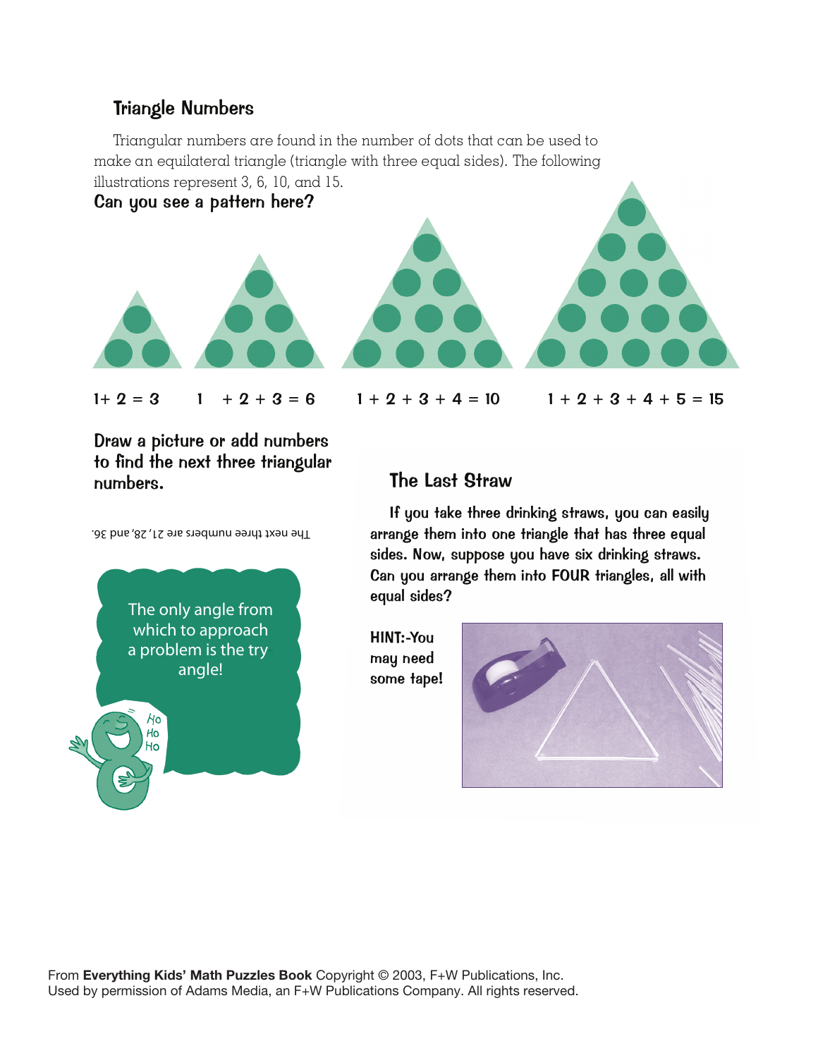## Triangle Numbers

Triangular numbers are found in the number of dots that can be used to make an equilateral triangle (triangle with three equal sides). The following illustrations represent 3, 6, 10, and 15.

**Can you see a pattern here?**

$1 + 2 = 3$

$1 + 2 + 3 = 6$

$1 + 2 + 3 + 4 = 10$

$1 + 2 + 3 + 4 + 5 = 15$

**Draw a picture or add numbers to find the next three triangular numbers.**

The next three numbers are 21, 28, and 36.

The only angle from which to approach a problem is the try angle!

Ho Ho Ho

## The Last Straw

If you take three drinking straws, you can easily arrange them into one triangle that has three equal sides. Now, suppose you have six drinking straws. Can you arrange them into FOUR triangles, all with equal sides?

**HINT:-You may need some tape!**

From **Everything Kids' Math Puzzles Book** Copyright © 2003, F+W Publications, Inc.
Used by permission of Adams Media, an F+W Publications Company. All rights reserved.